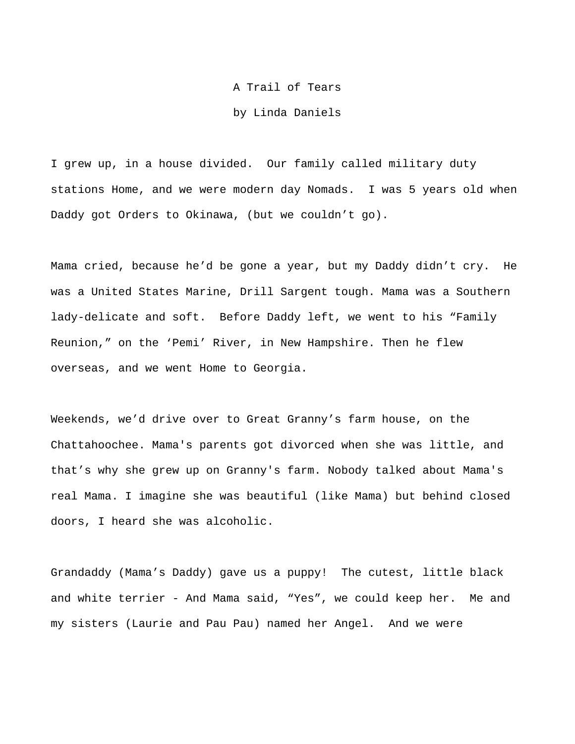# A Trail of Tears

by Linda Daniels

I grew up, in a house divided.  Our family called military duty stations Home, and we were modern day Nomads.  I was 5 years old when Daddy got Orders to Okinawa, (but we couldn't go).

Mama cried, because he'd be gone a year, but my Daddy didn't cry.  He was a United States Marine, Drill Sargent tough. Mama was a Southern lady-delicate and soft.  Before Daddy left, we went to his "Family Reunion," on the 'Pemi' River, in New Hampshire. Then he flew overseas, and we went Home to Georgia.

Weekends, we'd drive over to Great Granny's farm house, on the Chattahoochee. Mama's parents got divorced when she was little, and that's why she grew up on Granny's farm. Nobody talked about Mama's real Mama. I imagine she was beautiful (like Mama) but behind closed doors, I heard she was alcoholic.

Grandaddy (Mama's Daddy) gave us a puppy!  The cutest, little black and white terrier - And Mama said, "Yes", we could keep her.  Me and my sisters (Laurie and Pau Pau) named her Angel.  And we were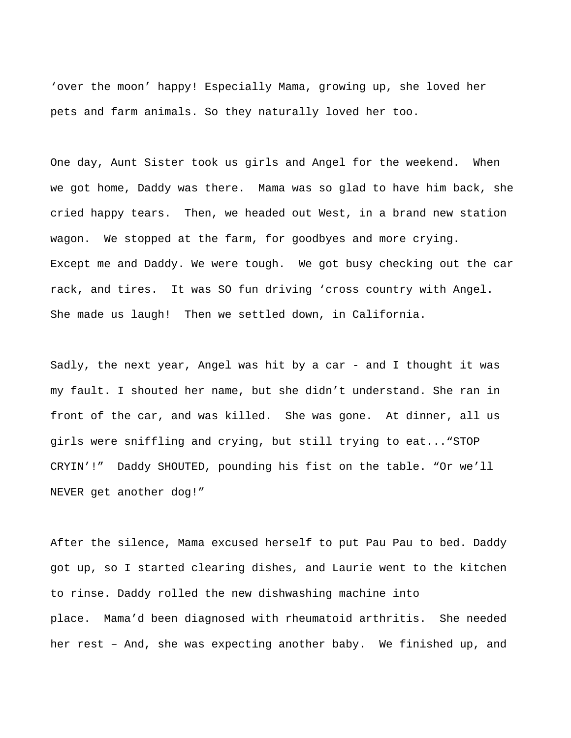'over the moon' happy! Especially Mama, growing up, she loved her pets and farm animals. So they naturally loved her too.

One day, Aunt Sister took us girls and Angel for the weekend.  When we got home, Daddy was there.  Mama was so glad to have him back, she cried happy tears.  Then, we headed out West, in a brand new station wagon.  We stopped at the farm, for goodbyes and more crying.  Except me and Daddy. We were tough.  We got busy checking out the car rack, and tires.  It was SO fun driving 'cross country with Angel.  She made us laugh!  Then we settled down, in California.

Sadly, the next year, Angel was hit by a car - and I thought it was my fault. I shouted her name, but she didn't understand. She ran in front of the car, and was killed.  She was gone.  At dinner, all us girls were sniffling and crying, but still trying to eat..."STOP CRYIN'!"  Daddy SHOUTED, pounding his fist on the table. "Or we'll NEVER get another dog!"

After the silence, Mama excused herself to put Pau Pau to bed. Daddy got up, so I started clearing dishes, and Laurie went to the kitchen to rinse. Daddy rolled the new dishwashing machine into place.  Mama'd been diagnosed with rheumatoid arthritis.  She needed her rest – And, she was expecting another baby.  We finished up, and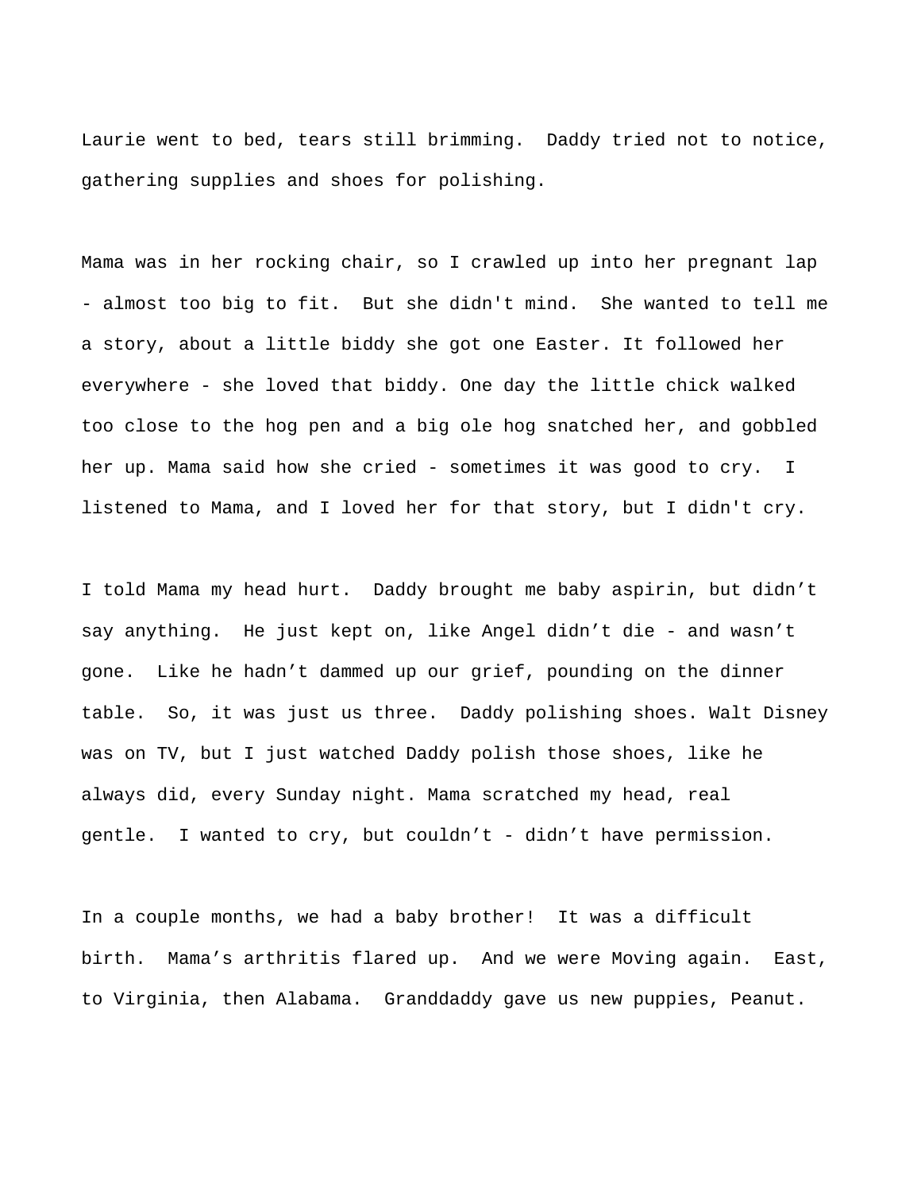Laurie went to bed, tears still brimming.  Daddy tried not to notice, gathering supplies and shoes for polishing.

Mama was in her rocking chair, so I crawled up into her pregnant lap - almost too big to fit.  But she didn't mind.  She wanted to tell me a story, about a little biddy she got one Easter. It followed her everywhere - she loved that biddy. One day the little chick walked too close to the hog pen and a big ole hog snatched her, and gobbled her up. Mama said how she cried - sometimes it was good to cry.  I listened to Mama, and I loved her for that story, but I didn't cry.

I told Mama my head hurt.  Daddy brought me baby aspirin, but didn’t say anything.  He just kept on, like Angel didn’t die - and wasn’t gone.  Like he hadn’t dammed up our grief, pounding on the dinner table.  So, it was just us three.  Daddy polishing shoes. Walt Disney was on TV, but I just watched Daddy polish those shoes, like he always did, every Sunday night. Mama scratched my head, real gentle.  I wanted to cry, but couldn’t - didn’t have permission.

In a couple months, we had a baby brother!  It was a difficult birth.  Mama’s arthritis flared up.  And we were Moving again.  East, to Virginia, then Alabama.  Granddaddy gave us new puppies, Peanut.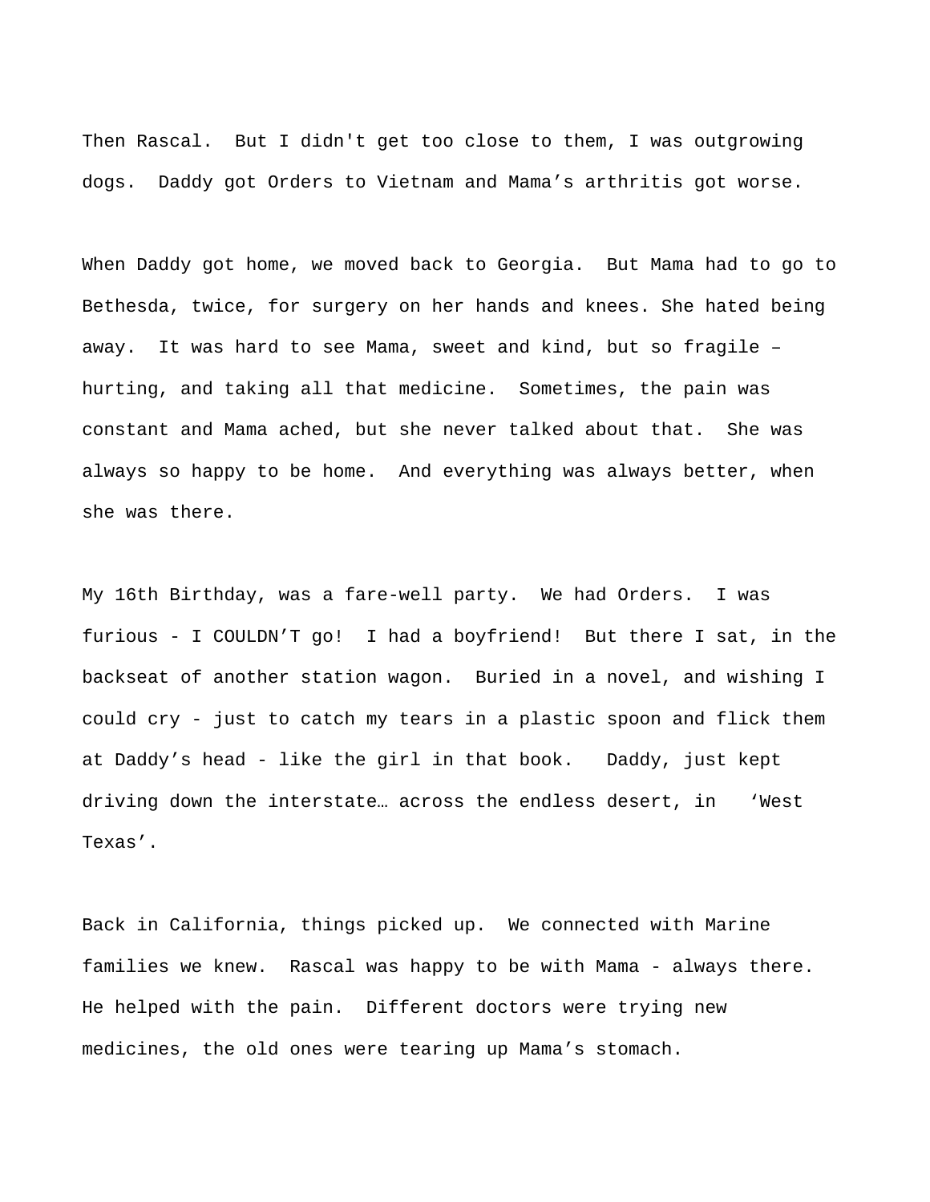Then Rascal.  But I didn't get too close to them, I was outgrowing dogs.  Daddy got Orders to Vietnam and Mama's arthritis got worse.

When Daddy got home, we moved back to Georgia.  But Mama had to go to Bethesda, twice, for surgery on her hands and knees. She hated being away.  It was hard to see Mama, sweet and kind, but so fragile – hurting, and taking all that medicine.  Sometimes, the pain was constant and Mama ached, but she never talked about that.  She was always so happy to be home.  And everything was always better, when she was there.

My 16th Birthday, was a fare-well party.  We had Orders.  I was furious - I COULDN'T go!  I had a boyfriend!  But there I sat, in the backseat of another station wagon.  Buried in a novel, and wishing I could cry - just to catch my tears in a plastic spoon and flick them at Daddy's head - like the girl in that book.   Daddy, just kept driving down the interstate… across the endless desert, in   'West Texas'.

Back in California, things picked up.  We connected with Marine families we knew.  Rascal was happy to be with Mama - always there.  He helped with the pain.  Different doctors were trying new medicines, the old ones were tearing up Mama's stomach.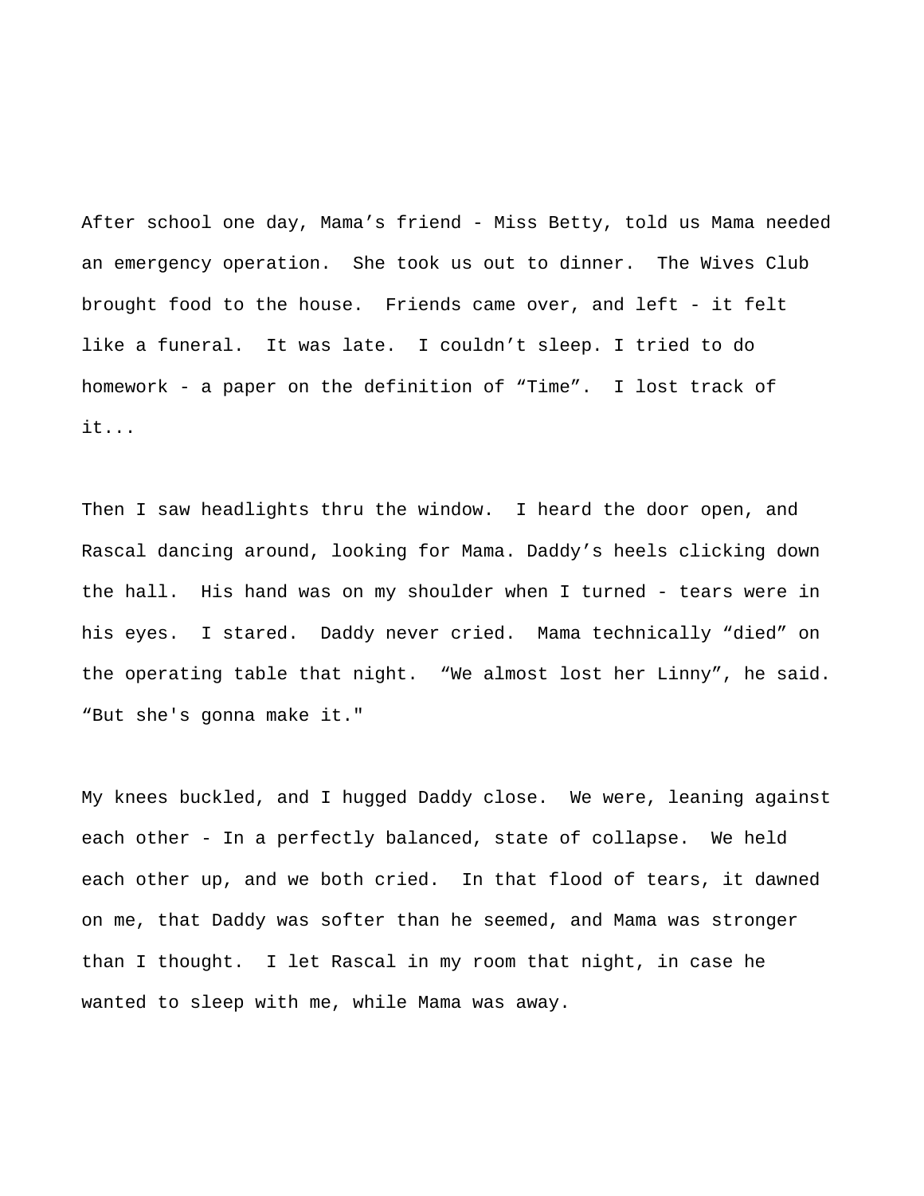After school one day, Mama’s friend - Miss Betty, told us Mama needed an emergency operation.  She took us out to dinner.  The Wives Club brought food to the house.  Friends came over, and left - it felt like a funeral.  It was late.  I couldn’t sleep. I tried to do homework - a paper on the definition of “Time”.  I lost track of it...

Then I saw headlights thru the window.  I heard the door open, and Rascal dancing around, looking for Mama. Daddy’s heels clicking down the hall.  His hand was on my shoulder when I turned - tears were in his eyes.  I stared.  Daddy never cried.  Mama technically “died” on the operating table that night.  “We almost lost her Linny”, he said. “But she's gonna make it."

My knees buckled, and I hugged Daddy close.  We were, leaning against each other - In a perfectly balanced, state of collapse.  We held each other up, and we both cried.  In that flood of tears, it dawned on me, that Daddy was softer than he seemed, and Mama was stronger than I thought.  I let Rascal in my room that night, in case he wanted to sleep with me, while Mama was away.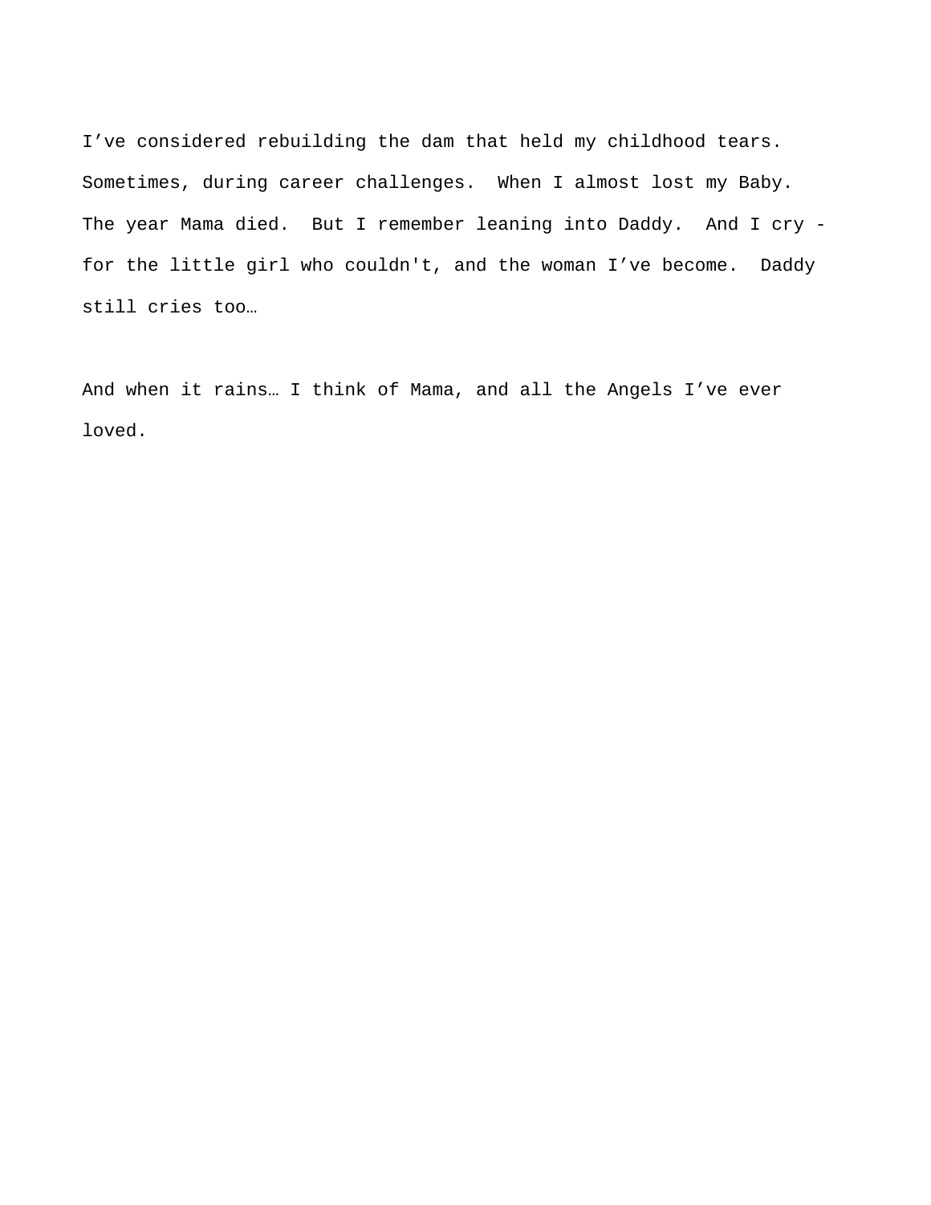I've considered rebuilding the dam that held my childhood tears. Sometimes, during career challenges. When I almost lost my Baby. The year Mama died. But I remember leaning into Daddy. And I cry - for the little girl who couldn't, and the woman I've become. Daddy still cries too…

And when it rains… I think of Mama, and all the Angels I've ever loved.